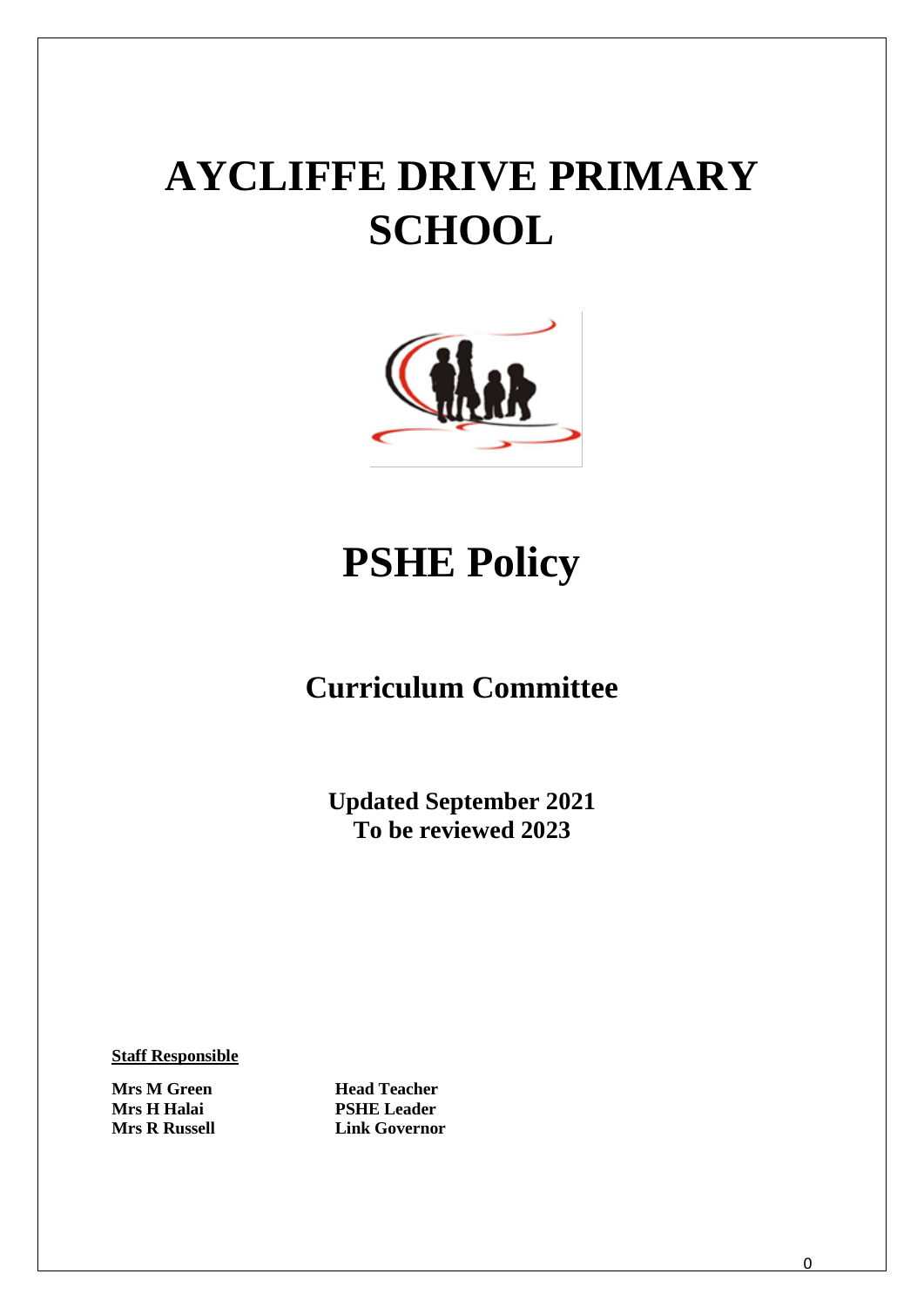# AYCLIFFE DRIVE PRIMARY SCHOOL

# PSHE Policy

## Curriculum Committee

**Updated September 2021**
**To be reviewed 2023**

**Staff Responsible**

| | |
|---|---|
| **Mrs M Green** | **Head Teacher** |
| **Mrs H Halai** | **PSHE Leader** |
| **Mrs R Russell** | **Link Governor** |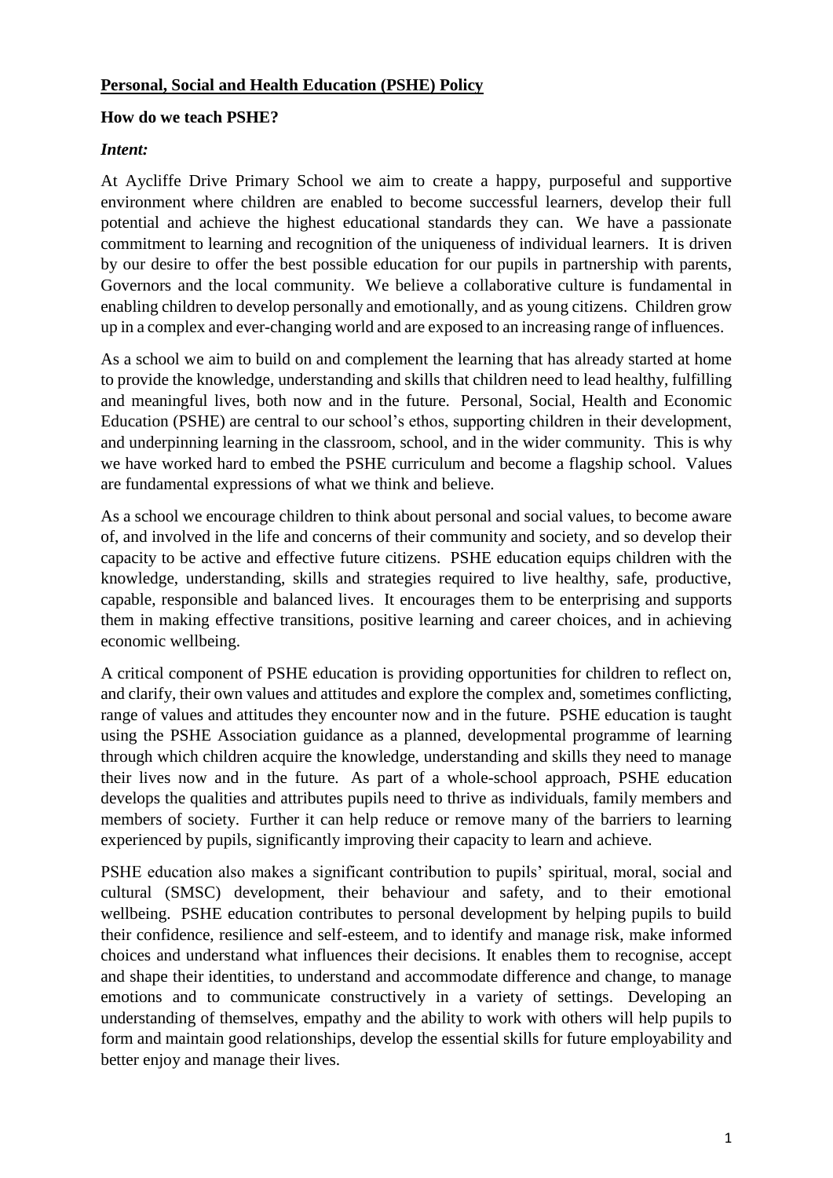**Personal, Social and Health Education (PSHE) Policy**

**How do we teach PSHE?**

***Intent:***

At Aycliffe Drive Primary School we aim to create a happy, purposeful and supportive environment where children are enabled to become successful learners, develop their full potential and achieve the highest educational standards they can. We have a passionate commitment to learning and recognition of the uniqueness of individual learners. It is driven by our desire to offer the best possible education for our pupils in partnership with parents, Governors and the local community. We believe a collaborative culture is fundamental in enabling children to develop personally and emotionally, and as young citizens. Children grow up in a complex and ever-changing world and are exposed to an increasing range of influences.

As a school we aim to build on and complement the learning that has already started at home to provide the knowledge, understanding and skills that children need to lead healthy, fulfilling and meaningful lives, both now and in the future. Personal, Social, Health and Economic Education (PSHE) are central to our school's ethos, supporting children in their development, and underpinning learning in the classroom, school, and in the wider community. This is why we have worked hard to embed the PSHE curriculum and become a flagship school. Values are fundamental expressions of what we think and believe.

As a school we encourage children to think about personal and social values, to become aware of, and involved in the life and concerns of their community and society, and so develop their capacity to be active and effective future citizens. PSHE education equips children with the knowledge, understanding, skills and strategies required to live healthy, safe, productive, capable, responsible and balanced lives. It encourages them to be enterprising and supports them in making effective transitions, positive learning and career choices, and in achieving economic wellbeing.

A critical component of PSHE education is providing opportunities for children to reflect on, and clarify, their own values and attitudes and explore the complex and, sometimes conflicting, range of values and attitudes they encounter now and in the future. PSHE education is taught using the PSHE Association guidance as a planned, developmental programme of learning through which children acquire the knowledge, understanding and skills they need to manage their lives now and in the future. As part of a whole-school approach, PSHE education develops the qualities and attributes pupils need to thrive as individuals, family members and members of society. Further it can help reduce or remove many of the barriers to learning experienced by pupils, significantly improving their capacity to learn and achieve.

PSHE education also makes a significant contribution to pupils' spiritual, moral, social and cultural (SMSC) development, their behaviour and safety, and to their emotional wellbeing. PSHE education contributes to personal development by helping pupils to build their confidence, resilience and self-esteem, and to identify and manage risk, make informed choices and understand what influences their decisions. It enables them to recognise, accept and shape their identities, to understand and accommodate difference and change, to manage emotions and to communicate constructively in a variety of settings. Developing an understanding of themselves, empathy and the ability to work with others will help pupils to form and maintain good relationships, develop the essential skills for future employability and better enjoy and manage their lives.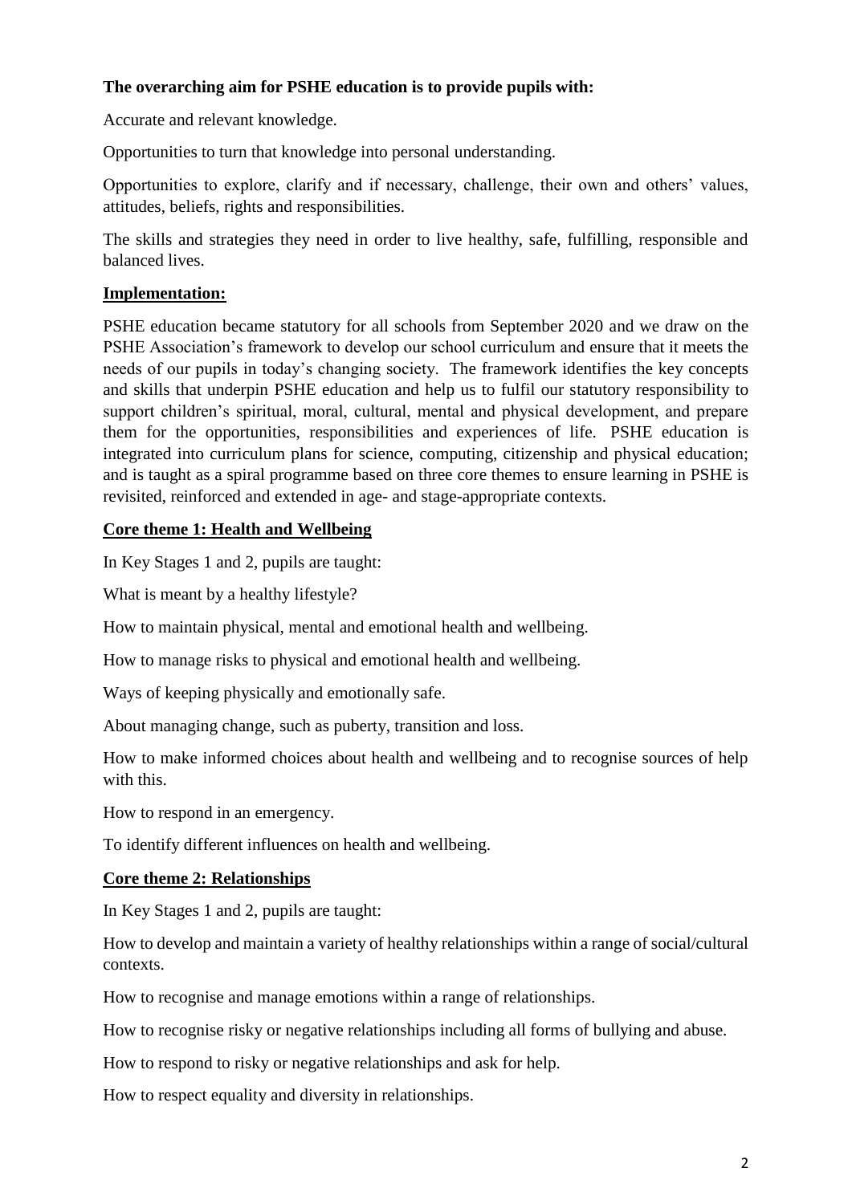**The overarching aim for PSHE education is to provide pupils with:**

Accurate and relevant knowledge.

Opportunities to turn that knowledge into personal understanding.

Opportunities to explore, clarify and if necessary, challenge, their own and others' values, attitudes, beliefs, rights and responsibilities.

The skills and strategies they need in order to live healthy, safe, fulfilling, responsible and balanced lives.

## **Implementation:**

PSHE education became statutory for all schools from September 2020 and we draw on the PSHE Association's framework to develop our school curriculum and ensure that it meets the needs of our pupils in today's changing society. The framework identifies the key concepts and skills that underpin PSHE education and help us to fulfil our statutory responsibility to support children's spiritual, moral, cultural, mental and physical development, and prepare them for the opportunities, responsibilities and experiences of life. PSHE education is integrated into curriculum plans for science, computing, citizenship and physical education; and is taught as a spiral programme based on three core themes to ensure learning in PSHE is revisited, reinforced and extended in age- and stage-appropriate contexts.

## **Core theme 1: Health and Wellbeing**

In Key Stages 1 and 2, pupils are taught:

What is meant by a healthy lifestyle?

How to maintain physical, mental and emotional health and wellbeing.

How to manage risks to physical and emotional health and wellbeing.

Ways of keeping physically and emotionally safe.

About managing change, such as puberty, transition and loss.

How to make informed choices about health and wellbeing and to recognise sources of help with this.

How to respond in an emergency.

To identify different influences on health and wellbeing.

## **Core theme 2: Relationships**

In Key Stages 1 and 2, pupils are taught:

How to develop and maintain a variety of healthy relationships within a range of social/cultural contexts.

How to recognise and manage emotions within a range of relationships.

How to recognise risky or negative relationships including all forms of bullying and abuse.

How to respond to risky or negative relationships and ask for help.

How to respect equality and diversity in relationships.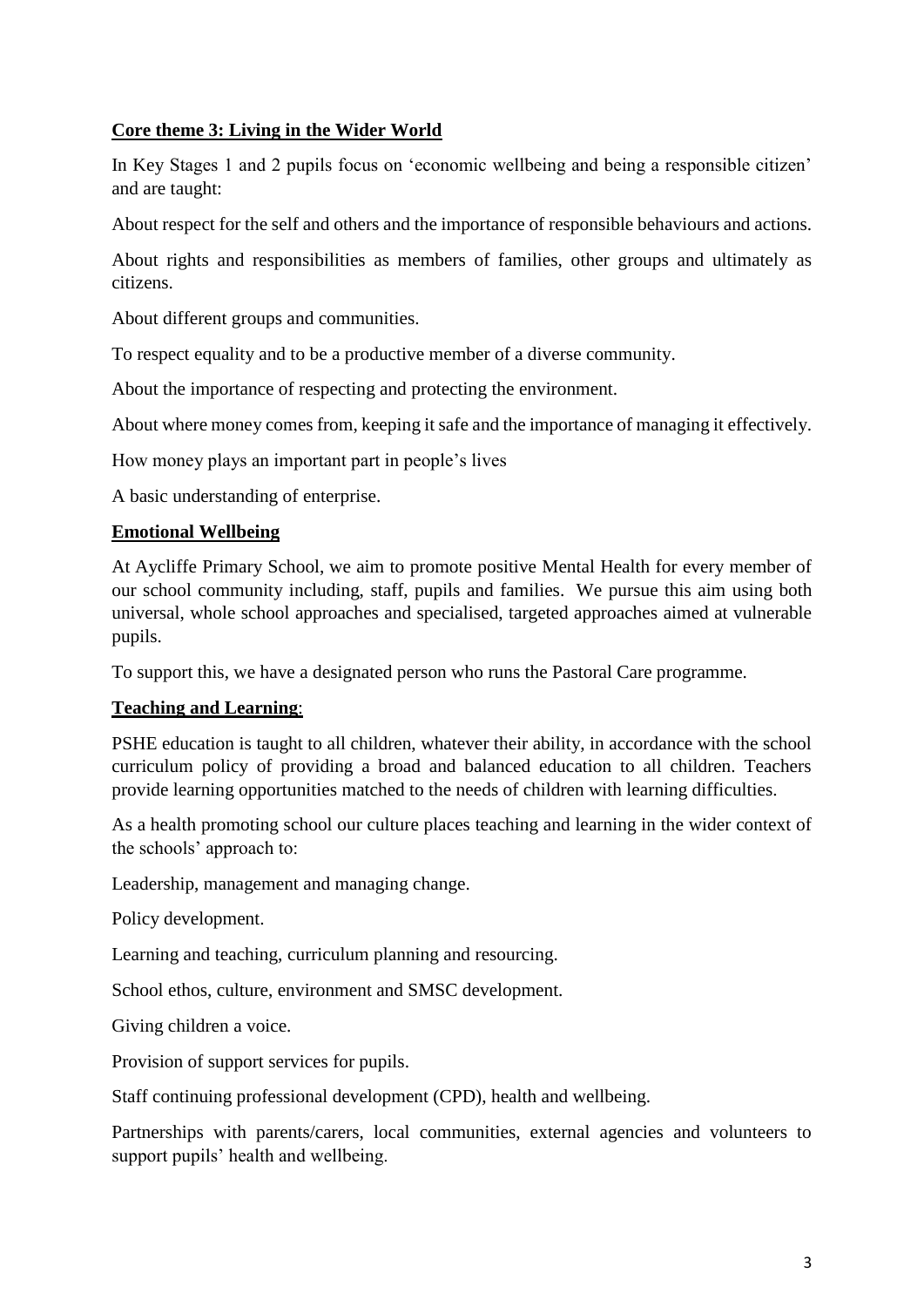## Core theme 3: Living in the Wider World

In Key Stages 1 and 2 pupils focus on 'economic wellbeing and being a responsible citizen' and are taught:

About respect for the self and others and the importance of responsible behaviours and actions.

About rights and responsibilities as members of families, other groups and ultimately as citizens.

About different groups and communities.

To respect equality and to be a productive member of a diverse community.

About the importance of respecting and protecting the environment.

About where money comes from, keeping it safe and the importance of managing it effectively.

How money plays an important part in people's lives

A basic understanding of enterprise.

## Emotional Wellbeing

At Aycliffe Primary School, we aim to promote positive Mental Health for every member of our school community including, staff, pupils and families. We pursue this aim using both universal, whole school approaches and specialised, targeted approaches aimed at vulnerable pupils.

To support this, we have a designated person who runs the Pastoral Care programme.

## Teaching and Learning:

PSHE education is taught to all children, whatever their ability, in accordance with the school curriculum policy of providing a broad and balanced education to all children. Teachers provide learning opportunities matched to the needs of children with learning difficulties.

As a health promoting school our culture places teaching and learning in the wider context of the schools' approach to:

Leadership, management and managing change.

Policy development.

Learning and teaching, curriculum planning and resourcing.

School ethos, culture, environment and SMSC development.

Giving children a voice.

Provision of support services for pupils.

Staff continuing professional development (CPD), health and wellbeing.

Partnerships with parents/carers, local communities, external agencies and volunteers to support pupils' health and wellbeing.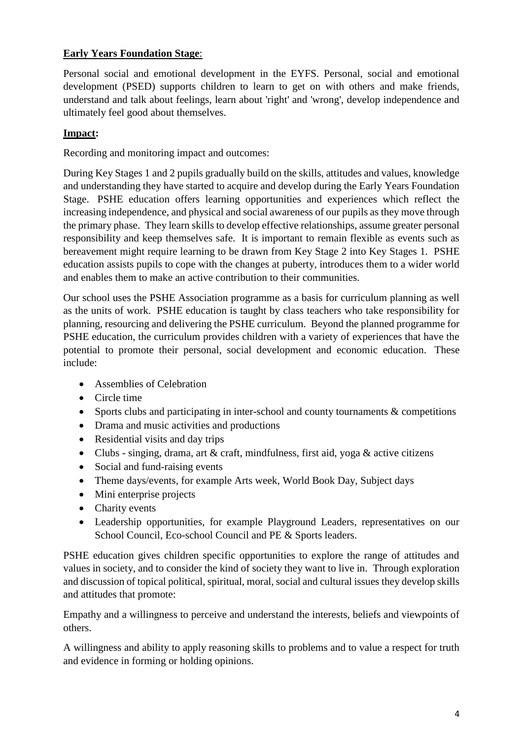**Early Years Foundation Stage**:

Personal social and emotional development in the EYFS. Personal, social and emotional development (PSED) supports children to learn to get on with others and make friends, understand and talk about feelings, learn about 'right' and 'wrong', develop independence and ultimately feel good about themselves.

**Impact:**

Recording and monitoring impact and outcomes:

During Key Stages 1 and 2 pupils gradually build on the skills, attitudes and values, knowledge and understanding they have started to acquire and develop during the Early Years Foundation Stage. PSHE education offers learning opportunities and experiences which reflect the increasing independence, and physical and social awareness of our pupils as they move through the primary phase. They learn skills to develop effective relationships, assume greater personal responsibility and keep themselves safe. It is important to remain flexible as events such as bereavement might require learning to be drawn from Key Stage 2 into Key Stages 1. PSHE education assists pupils to cope with the changes at puberty, introduces them to a wider world and enables them to make an active contribution to their communities.

Our school uses the PSHE Association programme as a basis for curriculum planning as well as the units of work. PSHE education is taught by class teachers who take responsibility for planning, resourcing and delivering the PSHE curriculum. Beyond the planned programme for PSHE education, the curriculum provides children with a variety of experiences that have the potential to promote their personal, social development and economic education. These include:

- Assemblies of Celebration
- Circle time
- Sports clubs and participating in inter-school and county tournaments & competitions
- Drama and music activities and productions
- Residential visits and day trips
- Clubs - singing, drama, art & craft, mindfulness, first aid, yoga & active citizens
- Social and fund-raising events
- Theme days/events, for example Arts week, World Book Day, Subject days
- Mini enterprise projects
- Charity events
- Leadership opportunities, for example Playground Leaders, representatives on our School Council, Eco-school Council and PE & Sports leaders.

PSHE education gives children specific opportunities to explore the range of attitudes and values in society, and to consider the kind of society they want to live in. Through exploration and discussion of topical political, spiritual, moral, social and cultural issues they develop skills and attitudes that promote:

Empathy and a willingness to perceive and understand the interests, beliefs and viewpoints of others.

A willingness and ability to apply reasoning skills to problems and to value a respect for truth and evidence in forming or holding opinions.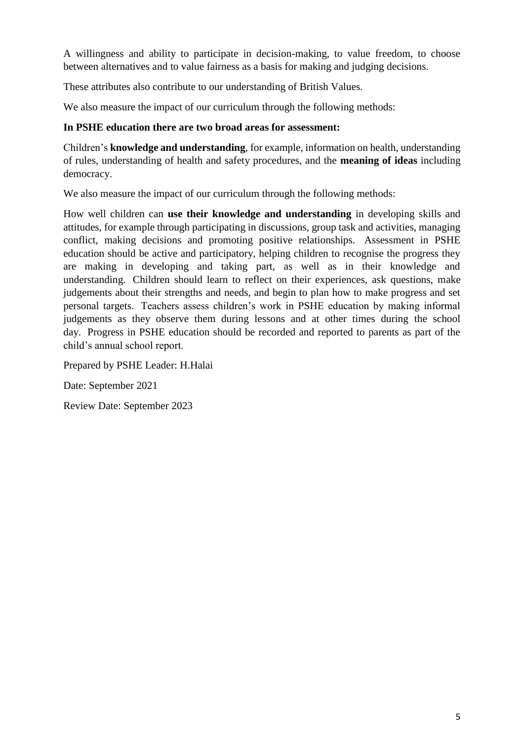A willingness and ability to participate in decision-making, to value freedom, to choose between alternatives and to value fairness as a basis for making and judging decisions.

These attributes also contribute to our understanding of British Values.

We also measure the impact of our curriculum through the following methods:

**In PSHE education there are two broad areas for assessment:**

Children's **knowledge and understanding**, for example, information on health, understanding of rules, understanding of health and safety procedures, and the **meaning of ideas** including democracy.

We also measure the impact of our curriculum through the following methods:

How well children can **use their knowledge and understanding** in developing skills and attitudes, for example through participating in discussions, group task and activities, managing conflict, making decisions and promoting positive relationships. Assessment in PSHE education should be active and participatory, helping children to recognise the progress they are making in developing and taking part, as well as in their knowledge and understanding. Children should learn to reflect on their experiences, ask questions, make judgements about their strengths and needs, and begin to plan how to make progress and set personal targets. Teachers assess children's work in PSHE education by making informal judgements as they observe them during lessons and at other times during the school day. Progress in PSHE education should be recorded and reported to parents as part of the child's annual school report.

Prepared by PSHE Leader: H.Halai

Date: September 2021

Review Date: September 2023